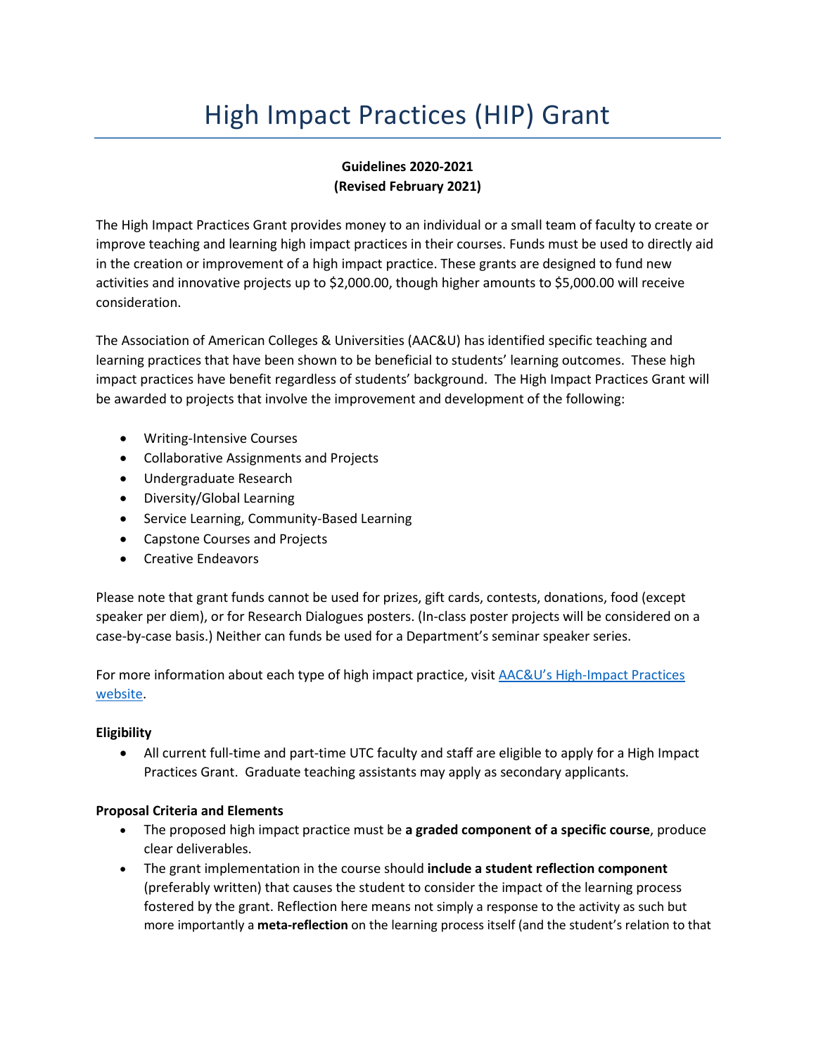# High Impact Practices (HIP) Grant

**Guidelines 2020-2021**
**(Revised February 2021)**

The High Impact Practices Grant provides money to an individual or a small team of faculty to create or improve teaching and learning high impact practices in their courses. Funds must be used to directly aid in the creation or improvement of a high impact practice. These grants are designed to fund new activities and innovative projects up to $2,000.00, though higher amounts to $5,000.00 will receive consideration.

The Association of American Colleges & Universities (AAC&U) has identified specific teaching and learning practices that have been shown to be beneficial to students' learning outcomes. These high impact practices have benefit regardless of students' background. The High Impact Practices Grant will be awarded to projects that involve the improvement and development of the following:

- Writing-Intensive Courses
- Collaborative Assignments and Projects
- Undergraduate Research
- Diversity/Global Learning
- Service Learning, Community-Based Learning
- Capstone Courses and Projects
- Creative Endeavors

Please note that grant funds cannot be used for prizes, gift cards, contests, donations, food (except speaker per diem), or for Research Dialogues posters. (In-class poster projects will be considered on a case-by-case basis.) Neither can funds be used for a Department's seminar speaker series.

For more information about each type of high impact practice, visit [AAC&U's High-Impact Practices website](#).

**Eligibility**

- All current full-time and part-time UTC faculty and staff are eligible to apply for a High Impact Practices Grant. Graduate teaching assistants may apply as secondary applicants.

**Proposal Criteria and Elements**

- The proposed high impact practice must be **a graded component of a specific course**, produce clear deliverables.
- The grant implementation in the course should **include a student reflection component** (preferably written) that causes the student to consider the impact of the learning process fostered by the grant. Reflection here means not simply a response to the activity as such but more importantly a **meta-reflection** on the learning process itself (and the student's relation to that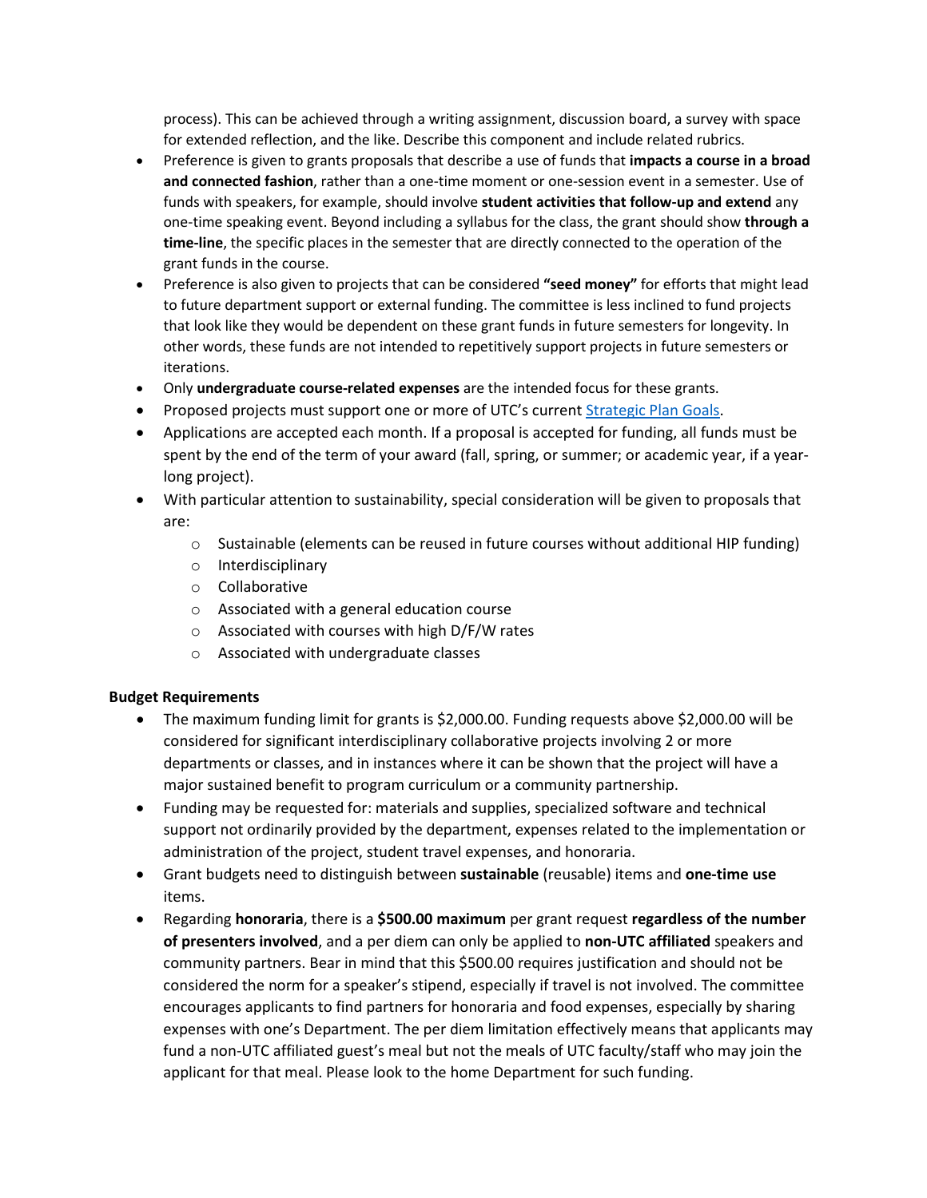process). This can be achieved through a writing assignment, discussion board, a survey with space for extended reflection, and the like. Describe this component and include related rubrics.

- Preference is given to grants proposals that describe a use of funds that **impacts a course in a broad and connected fashion**, rather than a one-time moment or one-session event in a semester. Use of funds with speakers, for example, should involve **student activities that follow-up and extend** any one-time speaking event. Beyond including a syllabus for the class, the grant should show **through a time-line**, the specific places in the semester that are directly connected to the operation of the grant funds in the course.
- Preference is also given to projects that can be considered **"seed money"** for efforts that might lead to future department support or external funding. The committee is less inclined to fund projects that look like they would be dependent on these grant funds in future semesters for longevity. In other words, these funds are not intended to repetitively support projects in future semesters or iterations.
- Only **undergraduate course-related expenses** are the intended focus for these grants.
- Proposed projects must support one or more of UTC's current [Strategic Plan Goals](#).
- Applications are accepted each month. If a proposal is accepted for funding, all funds must be spent by the end of the term of your award (fall, spring, or summer; or academic year, if a year-long project).
- With particular attention to sustainability, special consideration will be given to proposals that are:
    - Sustainable (elements can be reused in future courses without additional HIP funding)
    - Interdisciplinary
    - Collaborative
    - Associated with a general education course
    - Associated with courses with high D/F/W rates
    - Associated with undergraduate classes

**Budget Requirements**

- The maximum funding limit for grants is $2,000.00. Funding requests above $2,000.00 will be considered for significant interdisciplinary collaborative projects involving 2 or more departments or classes, and in instances where it can be shown that the project will have a major sustained benefit to program curriculum or a community partnership.
- Funding may be requested for: materials and supplies, specialized software and technical support not ordinarily provided by the department, expenses related to the implementation or administration of the project, student travel expenses, and honoraria.
- Grant budgets need to distinguish between **sustainable** (reusable) items and **one-time use** items.
- Regarding **honoraria**, there is a **$500.00 maximum** per grant request **regardless of the number of presenters involved**, and a per diem can only be applied to **non-UTC affiliated** speakers and community partners. Bear in mind that this $500.00 requires justification and should not be considered the norm for a speaker's stipend, especially if travel is not involved. The committee encourages applicants to find partners for honoraria and food expenses, especially by sharing expenses with one's Department. The per diem limitation effectively means that applicants may fund a non-UTC affiliated guest's meal but not the meals of UTC faculty/staff who may join the applicant for that meal. Please look to the home Department for such funding.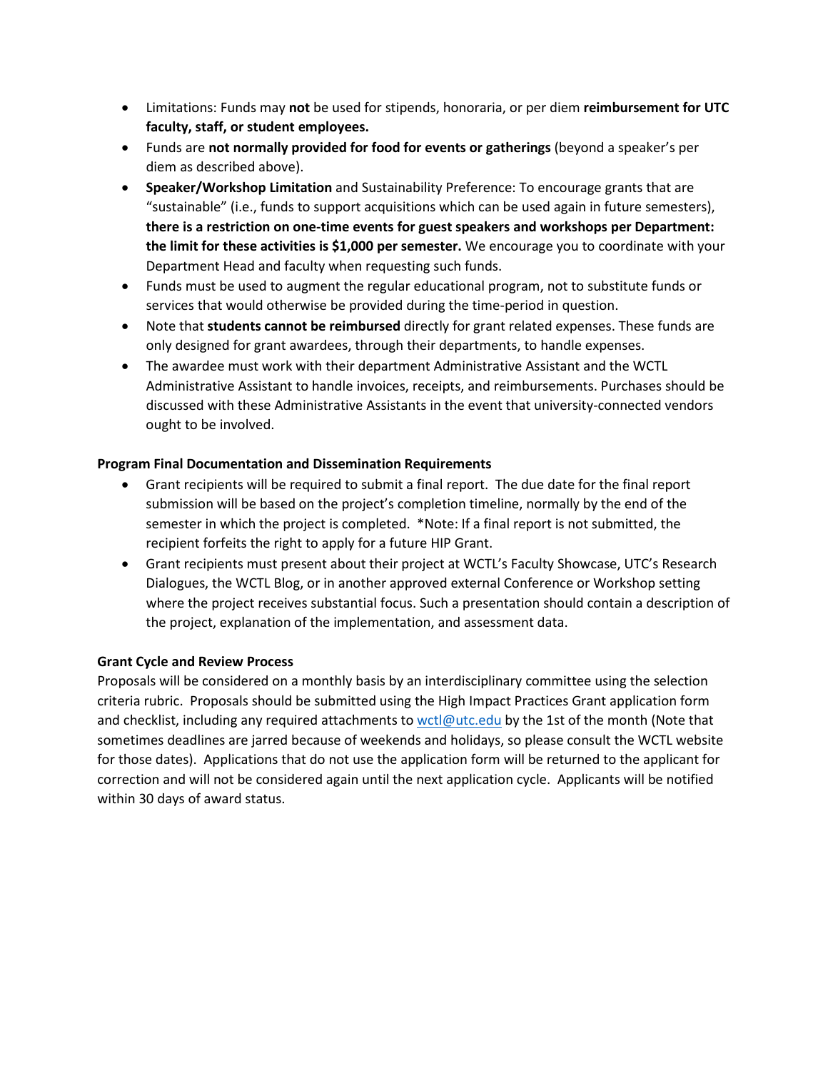- Limitations: Funds may **not** be used for stipends, honoraria, or per diem **reimbursement for UTC faculty, staff, or student employees.**
- Funds are **not normally provided for food for events or gatherings** (beyond a speaker's per diem as described above).
- **Speaker/Workshop Limitation** and Sustainability Preference: To encourage grants that are "sustainable" (i.e., funds to support acquisitions which can be used again in future semesters), **there is a restriction on one-time events for guest speakers and workshops per Department: the limit for these activities is $1,000 per semester.** We encourage you to coordinate with your Department Head and faculty when requesting such funds.
- Funds must be used to augment the regular educational program, not to substitute funds or services that would otherwise be provided during the time-period in question.
- Note that **students cannot be reimbursed** directly for grant related expenses. These funds are only designed for grant awardees, through their departments, to handle expenses.
- The awardee must work with their department Administrative Assistant and the WCTL Administrative Assistant to handle invoices, receipts, and reimbursements. Purchases should be discussed with these Administrative Assistants in the event that university-connected vendors ought to be involved.

**Program Final Documentation and Dissemination Requirements**

- Grant recipients will be required to submit a final report. The due date for the final report submission will be based on the project's completion timeline, normally by the end of the semester in which the project is completed. *Note: If a final report is not submitted, the recipient forfeits the right to apply for a future HIP Grant.
- Grant recipients must present about their project at WCTL's Faculty Showcase, UTC's Research Dialogues, the WCTL Blog, or in another approved external Conference or Workshop setting where the project receives substantial focus. Such a presentation should contain a description of the project, explanation of the implementation, and assessment data.

**Grant Cycle and Review Process**

Proposals will be considered on a monthly basis by an interdisciplinary committee using the selection criteria rubric. Proposals should be submitted using the High Impact Practices Grant application form and checklist, including any required attachments to wctl@utc.edu by the 1st of the month (Note that sometimes deadlines are jarred because of weekends and holidays, so please consult the WCTL website for those dates). Applications that do not use the application form will be returned to the applicant for correction and will not be considered again until the next application cycle. Applicants will be notified within 30 days of award status.